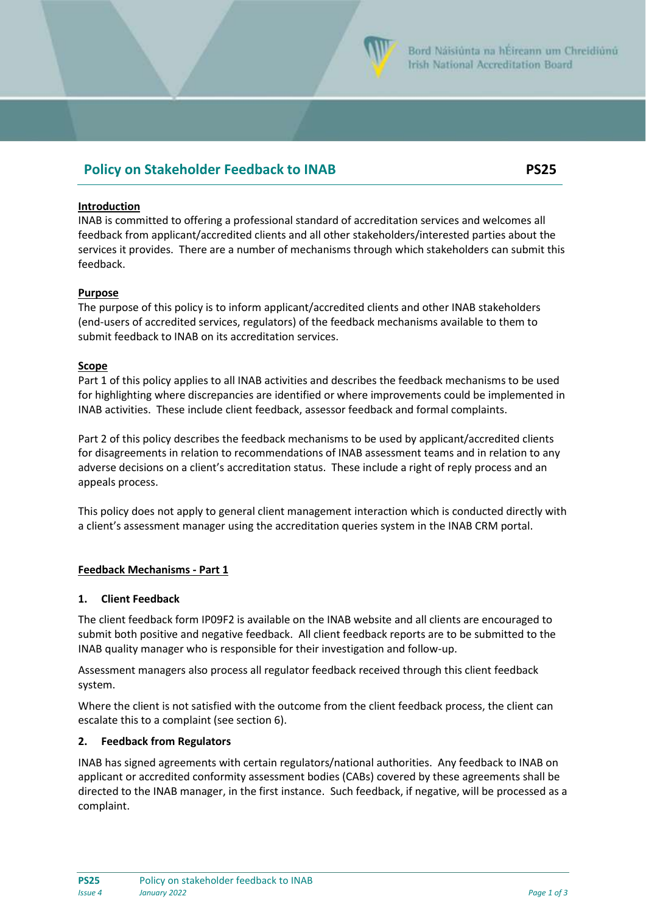Bord Náisiúnta na hÉireann um Chreidiúnú
Irish National Accreditation Board

# Policy on Stakeholder Feedback to INAB — PS25

## Introduction

INAB is committed to offering a professional standard of accreditation services and welcomes all feedback from applicant/accredited clients and all other stakeholders/interested parties about the services it provides. There are a number of mechanisms through which stakeholders can submit this feedback.

## Purpose

The purpose of this policy is to inform applicant/accredited clients and other INAB stakeholders (end-users of accredited services, regulators) of the feedback mechanisms available to them to submit feedback to INAB on its accreditation services.

## Scope

Part 1 of this policy applies to all INAB activities and describes the feedback mechanisms to be used for highlighting where discrepancies are identified or where improvements could be implemented in INAB activities. These include client feedback, assessor feedback and formal complaints.

Part 2 of this policy describes the feedback mechanisms to be used by applicant/accredited clients for disagreements in relation to recommendations of INAB assessment teams and in relation to any adverse decisions on a client's accreditation status. These include a right of reply process and an appeals process.

This policy does not apply to general client management interaction which is conducted directly with a client's assessment manager using the accreditation queries system in the INAB CRM portal.

## Feedback Mechanisms - Part 1

### 1. Client Feedback

The client feedback form IP09F2 is available on the INAB website and all clients are encouraged to submit both positive and negative feedback. All client feedback reports are to be submitted to the INAB quality manager who is responsible for their investigation and follow-up.

Assessment managers also process all regulator feedback received through this client feedback system.

Where the client is not satisfied with the outcome from the client feedback process, the client can escalate this to a complaint (see section 6).

### 2. Feedback from Regulators

INAB has signed agreements with certain regulators/national authorities. Any feedback to INAB on applicant or accredited conformity assessment bodies (CABs) covered by these agreements shall be directed to the INAB manager, in the first instance. Such feedback, if negative, will be processed as a complaint.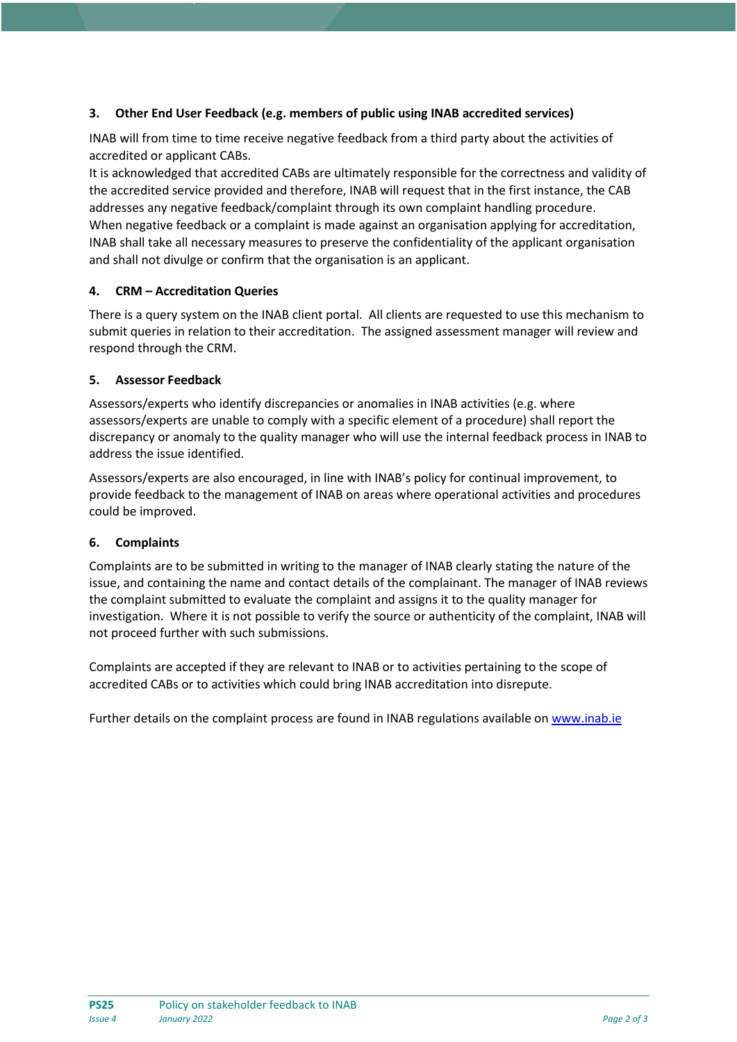## 3. Other End User Feedback (e.g. members of public using INAB accredited services)

INAB will from time to time receive negative feedback from a third party about the activities of accredited or applicant CABs.

It is acknowledged that accredited CABs are ultimately responsible for the correctness and validity of the accredited service provided and therefore, INAB will request that in the first instance, the CAB addresses any negative feedback/complaint through its own complaint handling procedure.

When negative feedback or a complaint is made against an organisation applying for accreditation, INAB shall take all necessary measures to preserve the confidentiality of the applicant organisation and shall not divulge or confirm that the organisation is an applicant.

## 4. CRM – Accreditation Queries

There is a query system on the INAB client portal. All clients are requested to use this mechanism to submit queries in relation to their accreditation. The assigned assessment manager will review and respond through the CRM.

## 5. Assessor Feedback

Assessors/experts who identify discrepancies or anomalies in INAB activities (e.g. where assessors/experts are unable to comply with a specific element of a procedure) shall report the discrepancy or anomaly to the quality manager who will use the internal feedback process in INAB to address the issue identified.

Assessors/experts are also encouraged, in line with INAB's policy for continual improvement, to provide feedback to the management of INAB on areas where operational activities and procedures could be improved.

## 6. Complaints

Complaints are to be submitted in writing to the manager of INAB clearly stating the nature of the issue, and containing the name and contact details of the complainant. The manager of INAB reviews the complaint submitted to evaluate the complaint and assigns it to the quality manager for investigation. Where it is not possible to verify the source or authenticity of the complaint, INAB will not proceed further with such submissions.

Complaints are accepted if they are relevant to INAB or to activities pertaining to the scope of accredited CABs or to activities which could bring INAB accreditation into disrepute.

Further details on the complaint process are found in INAB regulations available on [www.inab.ie](http://www.inab.ie)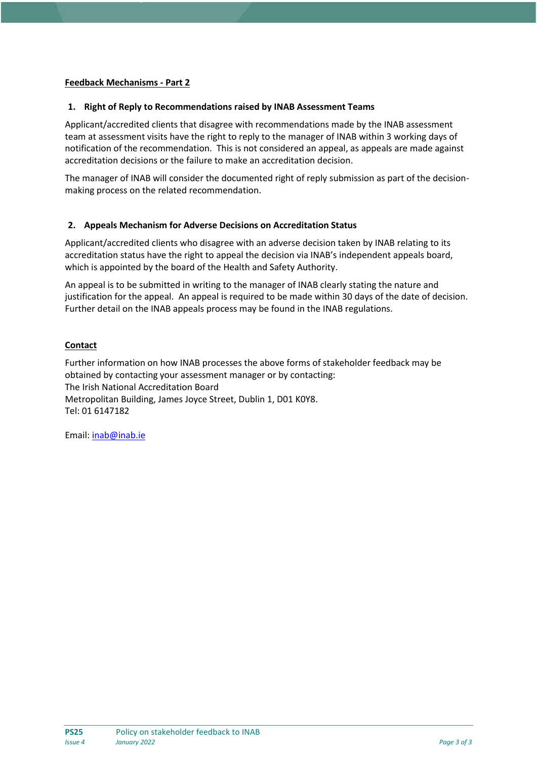## Feedback Mechanisms - Part 2

### 1. Right of Reply to Recommendations raised by INAB Assessment Teams

Applicant/accredited clients that disagree with recommendations made by the INAB assessment team at assessment visits have the right to reply to the manager of INAB within 3 working days of notification of the recommendation. This is not considered an appeal, as appeals are made against accreditation decisions or the failure to make an accreditation decision.

The manager of INAB will consider the documented right of reply submission as part of the decision-making process on the related recommendation.

### 2. Appeals Mechanism for Adverse Decisions on Accreditation Status

Applicant/accredited clients who disagree with an adverse decision taken by INAB relating to its accreditation status have the right to appeal the decision via INAB's independent appeals board, which is appointed by the board of the Health and Safety Authority.

An appeal is to be submitted in writing to the manager of INAB clearly stating the nature and justification for the appeal. An appeal is required to be made within 30 days of the date of decision. Further detail on the INAB appeals process may be found in the INAB regulations.

## Contact

Further information on how INAB processes the above forms of stakeholder feedback may be obtained by contacting your assessment manager or by contacting:
The Irish National Accreditation Board
Metropolitan Building, James Joyce Street, Dublin 1, D01 K0Y8.
Tel: 01 6147182

Email: inab@inab.ie